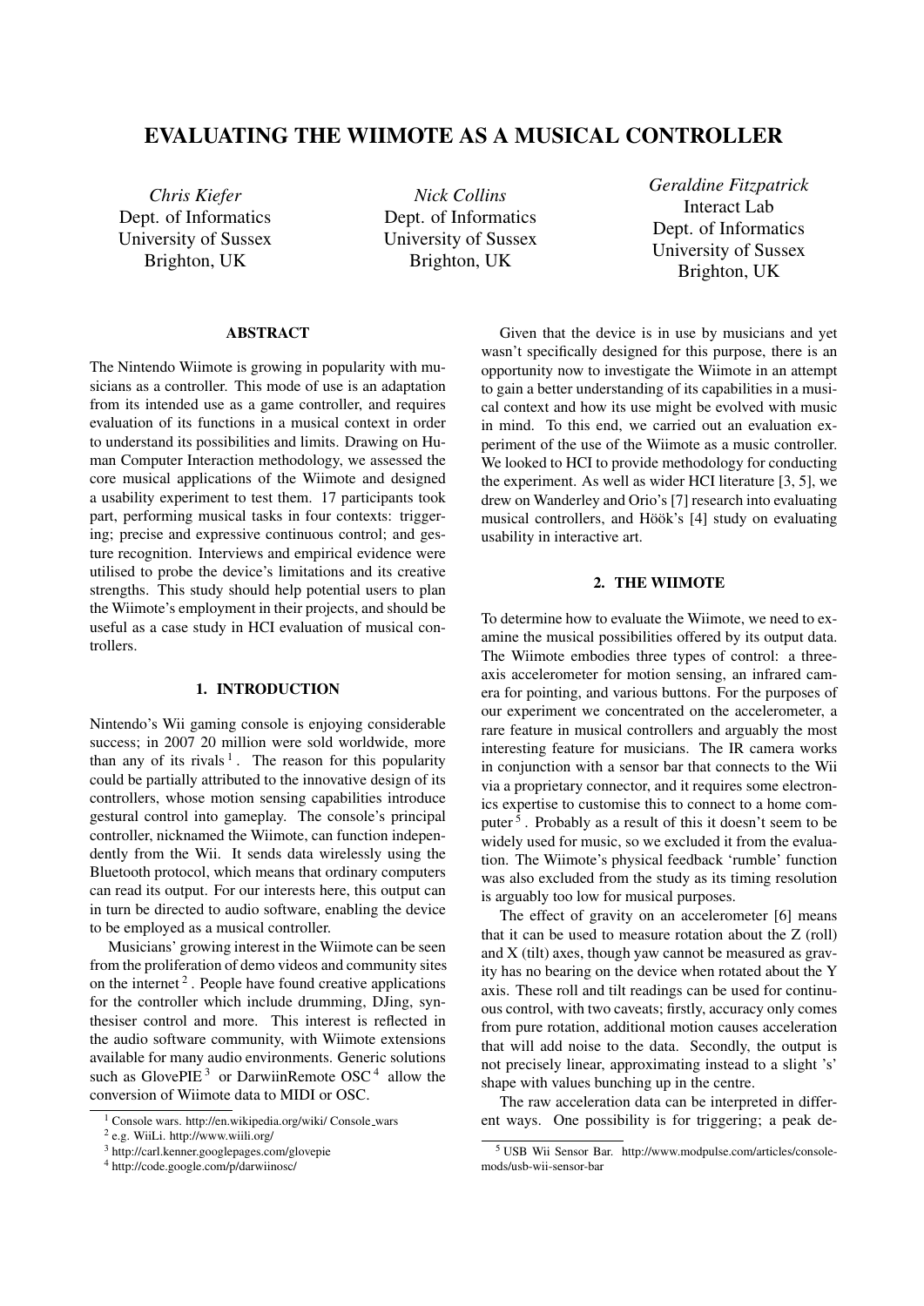# EVALUATING THE WIIMOTE AS A MUSICAL CONTROLLER

*Chris Kiefer*
Dept. of Informatics
University of Sussex
Brighton, UK

*Nick Collins*
Dept. of Informatics
University of Sussex
Brighton, UK

*Geraldine Fitzpatrick*
Interact Lab
Dept. of Informatics
University of Sussex
Brighton, UK

## ABSTRACT

The Nintendo Wiimote is growing in popularity with musicians as a controller. This mode of use is an adaptation from its intended use as a game controller, and requires evaluation of its functions in a musical context in order to understand its possibilities and limits. Drawing on Human Computer Interaction methodology, we assessed the core musical applications of the Wiimote and designed a usability experiment to test them. 17 participants took part, performing musical tasks in four contexts: triggering; precise and expressive continuous control; and gesture recognition. Interviews and empirical evidence were utilised to probe the device's limitations and its creative strengths. This study should help potential users to plan the Wiimote's employment in their projects, and should be useful as a case study in HCI evaluation of musical controllers.

## 1. INTRODUCTION

Nintendo's Wii gaming console is enjoying considerable success; in 2007 20 million were sold worldwide, more than any of its rivals [1]. The reason for this popularity could be partially attributed to the innovative design of its controllers, whose motion sensing capabilities introduce gestural control into gameplay. The console's principal controller, nicknamed the Wiimote, can function independently from the Wii. It sends data wirelessly using the Bluetooth protocol, which means that ordinary computers can read its output. For our interests here, this output can in turn be directed to audio software, enabling the device to be employed as a musical controller.

Musicians' growing interest in the Wiimote can be seen from the proliferation of demo videos and community sites on the internet [2]. People have found creative applications for the controller which include drumming, DJing, synthesiser control and more. This interest is reflected in the audio software community, with Wiimote extensions available for many audio environments. Generic solutions such as GlovePIE [3] or DarwiinRemote OSC [4] allow the conversion of Wiimote data to MIDI or OSC.

Given that the device is in use by musicians and yet wasn't specifically designed for this purpose, there is an opportunity now to investigate the Wiimote in an attempt to gain a better understanding of its capabilities in a musical context and how its use might be evolved with music in mind. To this end, we carried out an evaluation experiment of the use of the Wiimote as a music controller. We looked to HCI to provide methodology for conducting the experiment. As well as wider HCI literature [3, 5], we drew on Wanderley and Orio's [7] research into evaluating musical controllers, and Höök's [4] study on evaluating usability in interactive art.

## 2. THE WIIMOTE

To determine how to evaluate the Wiimote, we need to examine the musical possibilities offered by its output data. The Wiimote embodies three types of control: a three-axis accelerometer for motion sensing, an infrared camera for pointing, and various buttons. For the purposes of our experiment we concentrated on the accelerometer, a rare feature in musical controllers and arguably the most interesting feature for musicians. The IR camera works in conjunction with a sensor bar that connects to the Wii via a proprietary connector, and it requires some electronics expertise to customise this to connect to a home computer [5]. Probably as a result of this it doesn't seem to be widely used for music, so we excluded it from the evaluation. The Wiimote's physical feedback 'rumble' function was also excluded from the study as its timing resolution is arguably too low for musical purposes.

The effect of gravity on an accelerometer [6] means that it can be used to measure rotation about the Z (roll) and X (tilt) axes, though yaw cannot be measured as gravity has no bearing on the device when rotated about the Y axis. These roll and tilt readings can be used for continuous control, with two caveats; firstly, accuracy only comes from pure rotation, additional motion causes acceleration that will add noise to the data. Secondly, the output is not precisely linear, approximating instead to a slight 's' shape with values bunching up in the centre.

The raw acceleration data can be interpreted in different ways. One possibility is for triggering; a peak de-

[1] Console wars. http://en.wikipedia.org/wiki/ Console_wars
[2] e.g. WiiLi. http://www.wiili.org/
[3] http://carl.kenner.googlepages.com/glovepie
[4] http://code.google.com/p/darwiinosc/
[5] USB Wii Sensor Bar. http://www.modpulse.com/articles/console-mods/usb-wii-sensor-bar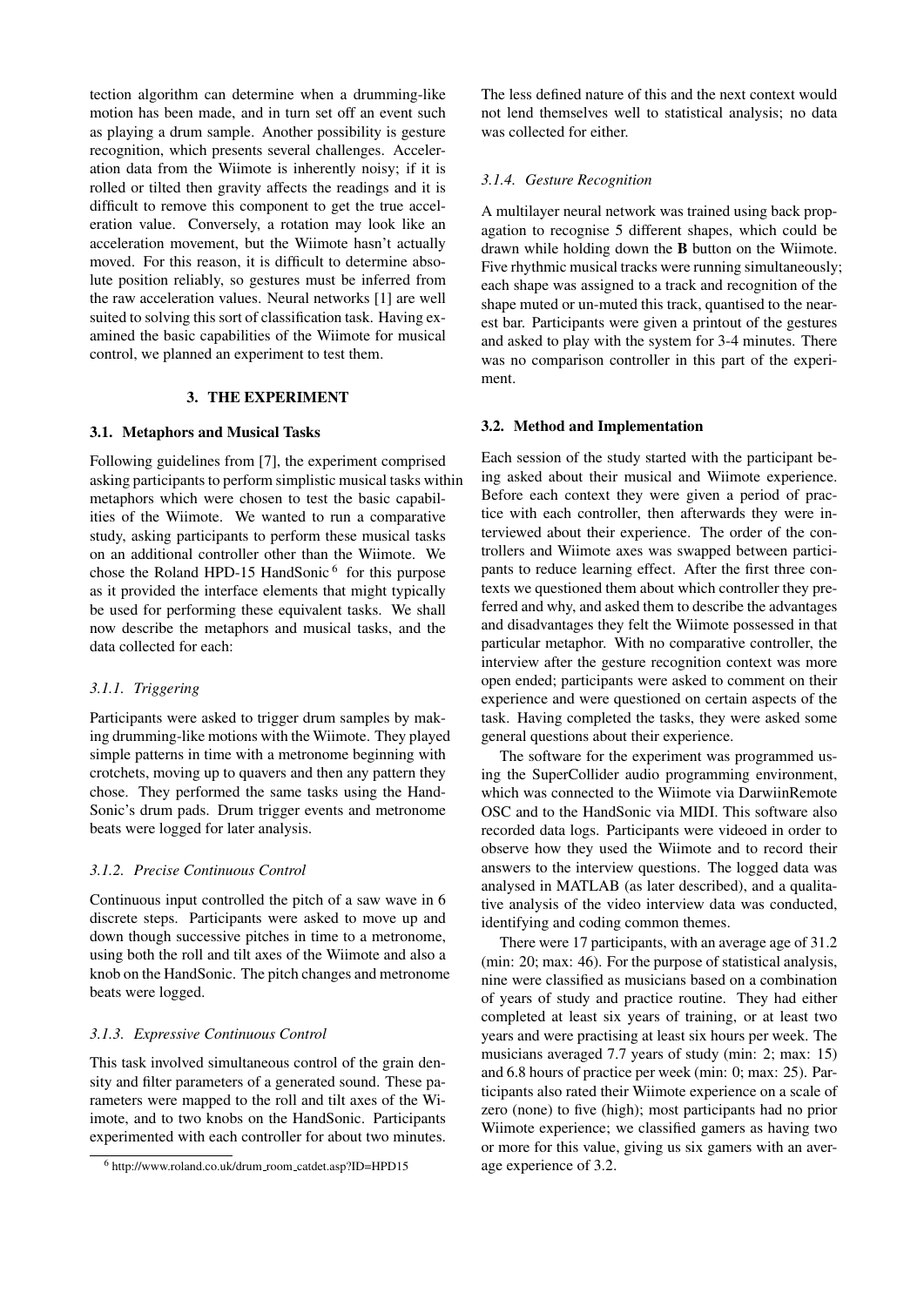tection algorithm can determine when a drumming-like motion has been made, and in turn set off an event such as playing a drum sample. Another possibility is gesture recognition, which presents several challenges. Acceleration data from the Wiimote is inherently noisy; if it is rolled or tilted then gravity affects the readings and it is difficult to remove this component to get the true acceleration value. Conversely, a rotation may look like an acceleration movement, but the Wiimote hasn't actually moved. For this reason, it is difficult to determine absolute position reliably, so gestures must be inferred from the raw acceleration values. Neural networks [1] are well suited to solving this sort of classification task. Having examined the basic capabilities of the Wiimote for musical control, we planned an experiment to test them.

## 3. THE EXPERIMENT

### 3.1. Metaphors and Musical Tasks

Following guidelines from [7], the experiment comprised asking participants to perform simplistic musical tasks within metaphors which were chosen to test the basic capabilities of the Wiimote. We wanted to run a comparative study, asking participants to perform these musical tasks on an additional controller other than the Wiimote. We chose the Roland HPD-15 HandSonic [6] for this purpose as it provided the interface elements that might typically be used for performing these equivalent tasks. We shall now describe the metaphors and musical tasks, and the data collected for each:

#### *3.1.1. Triggering*

Participants were asked to trigger drum samples by making drumming-like motions with the Wiimote. They played simple patterns in time with a metronome beginning with crotchets, moving up to quavers and then any pattern they chose. They performed the same tasks using the HandSonic's drum pads. Drum trigger events and metronome beats were logged for later analysis.

#### *3.1.2. Precise Continuous Control*

Continuous input controlled the pitch of a saw wave in 6 discrete steps. Participants were asked to move up and down though successive pitches in time to a metronome, using both the roll and tilt axes of the Wiimote and also a knob on the HandSonic. The pitch changes and metronome beats were logged.

#### *3.1.3. Expressive Continuous Control*

This task involved simultaneous control of the grain density and filter parameters of a generated sound. These parameters were mapped to the roll and tilt axes of the Wiimote, and to two knobs on the HandSonic. Participants experimented with each controller for about two minutes. The less defined nature of this and the next context would not lend themselves well to statistical analysis; no data was collected for either.

#### *3.1.4. Gesture Recognition*

A multilayer neural network was trained using back propagation to recognise 5 different shapes, which could be drawn while holding down the **B** button on the Wiimote. Five rhythmic musical tracks were running simultaneously; each shape was assigned to a track and recognition of the shape muted or un-muted this track, quantised to the nearest bar. Participants were given a printout of the gestures and asked to play with the system for 3-4 minutes. There was no comparison controller in this part of the experiment.

### 3.2. Method and Implementation

Each session of the study started with the participant being asked about their musical and Wiimote experience. Before each context they were given a period of practice with each controller, then afterwards they were interviewed about their experience. The order of the controllers and Wiimote axes was swapped between participants to reduce learning effect. After the first three contexts we questioned them about which controller they preferred and why, and asked them to describe the advantages and disadvantages they felt the Wiimote possessed in that particular metaphor. With no comparative controller, the interview after the gesture recognition context was more open ended; participants were asked to comment on their experience and were questioned on certain aspects of the task. Having completed the tasks, they were asked some general questions about their experience.

The software for the experiment was programmed using the SuperCollider audio programming environment, which was connected to the Wiimote via DarwiinRemote OSC and to the HandSonic via MIDI. This software also recorded data logs. Participants were videoed in order to observe how they used the Wiimote and to record their answers to the interview questions. The logged data was analysed in MATLAB (as later described), and a qualitative analysis of the video interview data was conducted, identifying and coding common themes.

There were 17 participants, with an average age of 31.2 (min: 20; max: 46). For the purpose of statistical analysis, nine were classified as musicians based on a combination of years of study and practice routine. They had either completed at least six years of training, or at least two years and were practising at least six hours per week. The musicians averaged 7.7 years of study (min: 2; max: 15) and 6.8 hours of practice per week (min: 0; max: 25). Participants also rated their Wiimote experience on a scale of zero (none) to five (high); most participants had no prior Wiimote experience; we classified gamers as having two or more for this value, giving us six gamers with an average experience of 3.2.

[6] http://www.roland.co.uk/drum_room_catdet.asp?ID=HPD15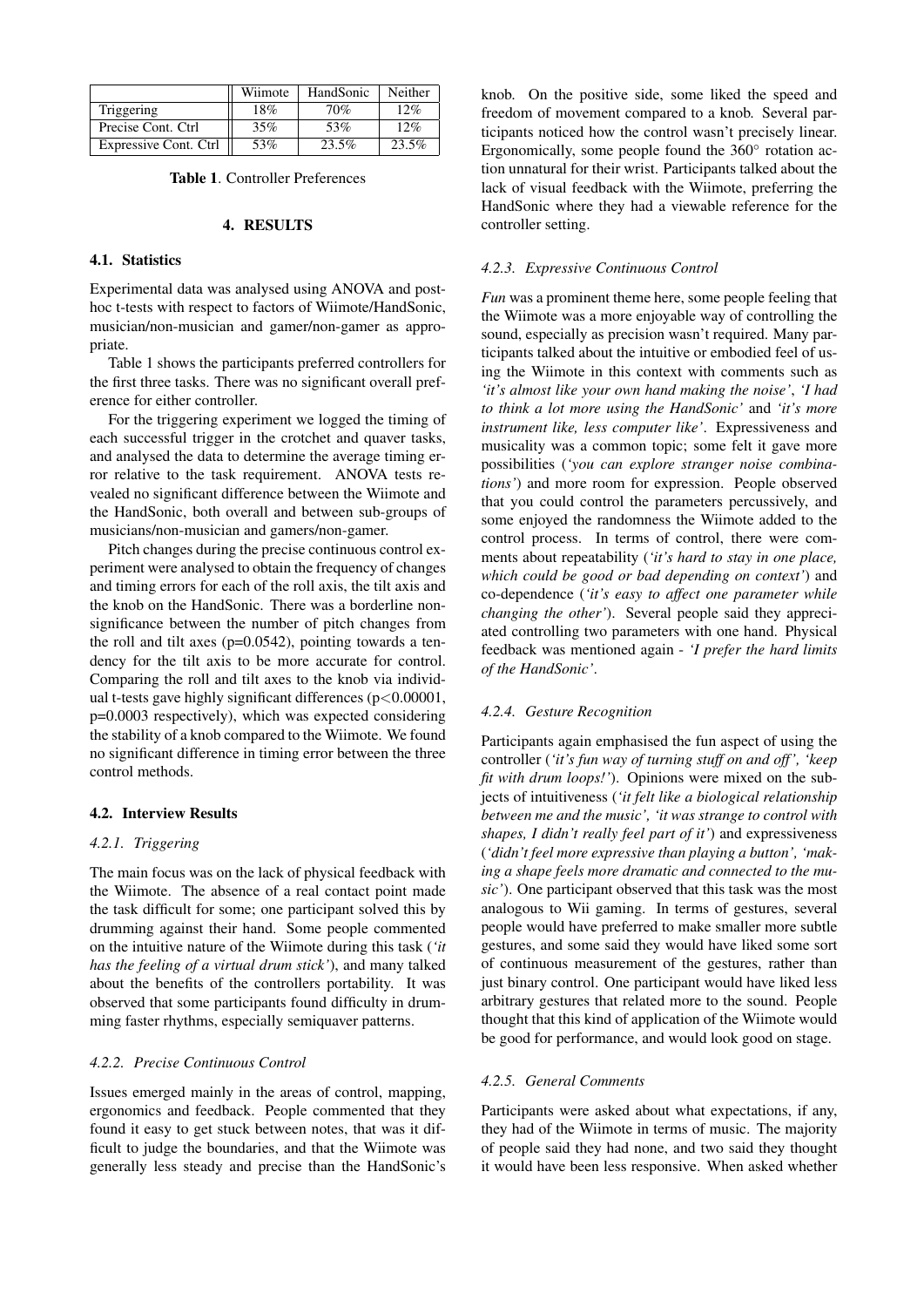|  | Wiimote | HandSonic | Neither |
|---|---|---|---|
| Triggering | 18% | 70% | 12% |
| Precise Cont. Ctrl | 35% | 53% | 12% |
| Expressive Cont. Ctrl | 53% | 23.5% | 23.5% |

**Table 1**. Controller Preferences

## 4. RESULTS

### 4.1. Statistics

Experimental data was analysed using ANOVA and post-hoc t-tests with respect to factors of Wiimote/HandSonic, musician/non-musician and gamer/non-gamer as appropriate.

Table 1 shows the participants preferred controllers for the first three tasks. There was no significant overall preference for either controller.

For the triggering experiment we logged the timing of each successful trigger in the crotchet and quaver tasks, and analysed the data to determine the average timing error relative to the task requirement. ANOVA tests revealed no significant difference between the Wiimote and the HandSonic, both overall and between sub-groups of musicians/non-musician and gamers/non-gamer.

Pitch changes during the precise continuous control experiment were analysed to obtain the frequency of changes and timing errors for each of the roll axis, the tilt axis and the knob on the HandSonic. There was a borderline non-significance between the number of pitch changes from the roll and tilt axes ($p=0.0542$), pointing towards a tendency for the tilt axis to be more accurate for control. Comparing the roll and tilt axes to the knob via individual t-tests gave highly significant differences ($p<0.00001$, $p=0.0003$ respectively), which was expected considering the stability of a knob compared to the Wiimote. We found no significant difference in timing error between the three control methods.

### 4.2. Interview Results

#### 4.2.1. Triggering

The main focus was on the lack of physical feedback with the Wiimote. The absence of a real contact point made the task difficult for some; one participant solved this by drumming against their hand. Some people commented on the intuitive nature of the Wiimote during this task (*'it has the feeling of a virtual drum stick'*), and many talked about the benefits of the controllers portability. It was observed that some participants found difficulty in drumming faster rhythms, especially semiquaver patterns.

#### 4.2.2. Precise Continuous Control

Issues emerged mainly in the areas of control, mapping, ergonomics and feedback. People commented that they found it easy to get stuck between notes, that was it difficult to judge the boundaries, and that the Wiimote was generally less steady and precise than the HandSonic's knob. On the positive side, some liked the speed and freedom of movement compared to a knob. Several participants noticed how the control wasn't precisely linear. Ergonomically, some people found the 360° rotation action unnatural for their wrist. Participants talked about the lack of visual feedback with the Wiimote, preferring the HandSonic where they had a viewable reference for the controller setting.

#### 4.2.3. Expressive Continuous Control

*Fun* was a prominent theme here, some people feeling that the Wiimote was a more enjoyable way of controlling the sound, especially as precision wasn't required. Many participants talked about the intuitive or embodied feel of using the Wiimote in this context with comments such as *'it's almost like your own hand making the noise'*, *'I had to think a lot more using the HandSonic'* and *'it's more instrument like, less computer like'*. Expressiveness and musicality was a common topic; some felt it gave more possibilities (*'you can explore stranger noise combinations'*) and more room for expression. People observed that you could control the parameters percussively, and some enjoyed the randomness the Wiimote added to the control process. In terms of control, there were comments about repeatability (*'it's hard to stay in one place, which could be good or bad depending on context'*) and co-dependence (*'it's easy to affect one parameter while changing the other'*). Several people said they appreciated controlling two parameters with one hand. Physical feedback was mentioned again - *'I prefer the hard limits of the HandSonic'*.

#### 4.2.4. Gesture Recognition

Participants again emphasised the fun aspect of using the controller (*'it's fun way of turning stuff on and off', 'keep fit with drum loops!'*). Opinions were mixed on the subjects of intuitiveness (*'it felt like a biological relationship between me and the music', 'it was strange to control with shapes, I didn't really feel part of it'*) and expressiveness (*'didn't feel more expressive than playing a button', 'making a shape feels more dramatic and connected to the music'*). One participant observed that this task was the most analogous to Wii gaming. In terms of gestures, several people would have preferred to make smaller more subtle gestures, and some said they would have liked some sort of continuous measurement of the gestures, rather than just binary control. One participant would have liked less arbitrary gestures that related more to the sound. People thought that this kind of application of the Wiimote would be good for performance, and would look good on stage.

#### 4.2.5. General Comments

Participants were asked about what expectations, if any, they had of the Wiimote in terms of music. The majority of people said they had none, and two said they thought it would have been less responsive. When asked whether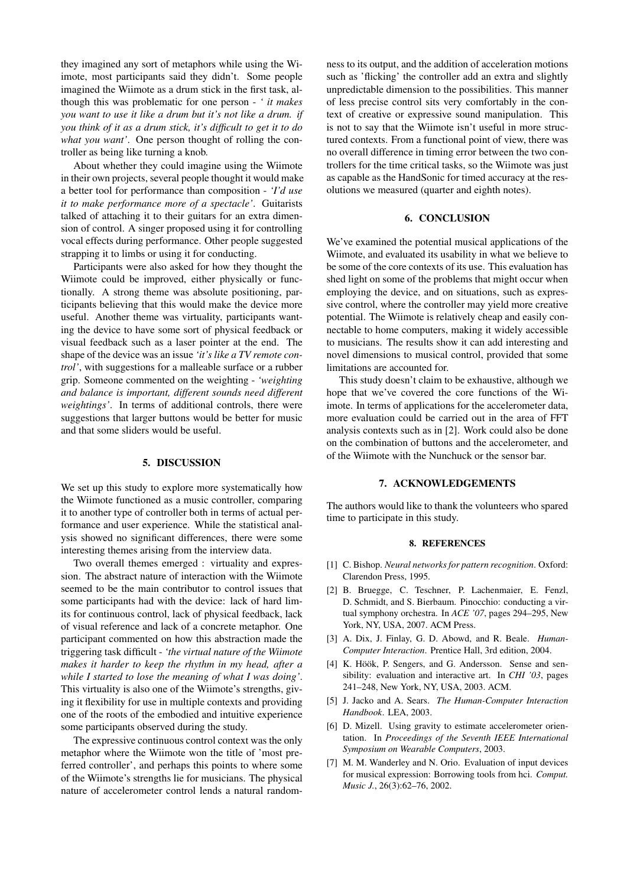they imagined any sort of metaphors while using the Wiimote, most participants said they didn't. Some people imagined the Wiimote as a drum stick in the first task, although this was problematic for one person - *' it makes you want to use it like a drum but it's not like a drum. if you think of it as a drum stick, it's difficult to get it to do what you want'*. One person thought of rolling the controller as being like turning a knob.

About whether they could imagine using the Wiimote in their own projects, several people thought it would make a better tool for performance than composition - *'I'd use it to make performance more of a spectacle'*. Guitarists talked of attaching it to their guitars for an extra dimension of control. A singer proposed using it for controlling vocal effects during performance. Other people suggested strapping it to limbs or using it for conducting.

Participants were also asked for how they thought the Wiimote could be improved, either physically or functionally. A strong theme was absolute positioning, participants believing that this would make the device more useful. Another theme was virtuality, participants wanting the device to have some sort of physical feedback or visual feedback such as a laser pointer at the end. The shape of the device was an issue *'it's like a TV remote control'*, with suggestions for a malleable surface or a rubber grip. Someone commented on the weighting - *'weighting and balance is important, different sounds need different weightings'*. In terms of additional controls, there were suggestions that larger buttons would be better for music and that some sliders would be useful.

## 5. DISCUSSION

We set up this study to explore more systematically how the Wiimote functioned as a music controller, comparing it to another type of controller both in terms of actual performance and user experience. While the statistical analysis showed no significant differences, there were some interesting themes arising from the interview data.

Two overall themes emerged : virtuality and expression. The abstract nature of interaction with the Wiimote seemed to be the main contributor to control issues that some participants had with the device: lack of hard limits for continuous control, lack of physical feedback, lack of visual reference and lack of a concrete metaphor. One participant commented on how this abstraction made the triggering task difficult - *'the virtual nature of the Wiimote makes it harder to keep the rhythm in my head, after a while I started to lose the meaning of what I was doing'*. This virtuality is also one of the Wiimote's strengths, giving it flexibility for use in multiple contexts and providing one of the roots of the embodied and intuitive experience some participants observed during the study.

The expressive continuous control context was the only metaphor where the Wiimote won the title of 'most preferred controller', and perhaps this points to where some of the Wiimote's strengths lie for musicians. The physical nature of accelerometer control lends a natural randomness to its output, and the addition of acceleration motions such as 'flicking' the controller add an extra and slightly unpredictable dimension to the possibilities. This manner of less precise control sits very comfortably in the context of creative or expressive sound manipulation. This is not to say that the Wiimote isn't useful in more structured contexts. From a functional point of view, there was no overall difference in timing error between the two controllers for the time critical tasks, so the Wiimote was just as capable as the HandSonic for timed accuracy at the resolutions we measured (quarter and eighth notes).

## 6. CONCLUSION

We've examined the potential musical applications of the Wiimote, and evaluated its usability in what we believe to be some of the core contexts of its use. This evaluation has shed light on some of the problems that might occur when employing the device, and on situations, such as expressive control, where the controller may yield more creative potential. The Wiimote is relatively cheap and easily connectable to home computers, making it widely accessible to musicians. The results show it can add interesting and novel dimensions to musical control, provided that some limitations are accounted for.

This study doesn't claim to be exhaustive, although we hope that we've covered the core functions of the Wiimote. In terms of applications for the accelerometer data, more evaluation could be carried out in the area of FFT analysis contexts such as in [2]. Work could also be done on the combination of buttons and the accelerometer, and of the Wiimote with the Nunchuck or the sensor bar.

## 7. ACKNOWLEDGEMENTS

The authors would like to thank the volunteers who spared time to participate in this study.

## 8. REFERENCES

[1] C. Bishop. *Neural networks for pattern recognition*. Oxford: Clarendon Press, 1995.

[2] B. Bruegge, C. Teschner, P. Lachenmaier, E. Fenzl, D. Schmidt, and S. Bierbaum. Pinocchio: conducting a virtual symphony orchestra. In *ACE '07*, pages 294–295, New York, NY, USA, 2007. ACM Press.

[3] A. Dix, J. Finlay, G. D. Abowd, and R. Beale. *Human-Computer Interaction*. Prentice Hall, 3rd edition, 2004.

[4] K. Höök, P. Sengers, and G. Andersson. Sense and sensibility: evaluation and interactive art. In *CHI '03*, pages 241–248, New York, NY, USA, 2003. ACM.

[5] J. Jacko and A. Sears. *The Human-Computer Interaction Handbook*. LEA, 2003.

[6] D. Mizell. Using gravity to estimate accelerometer orientation. In *Proceedings of the Seventh IEEE International Symposium on Wearable Computers*, 2003.

[7] M. M. Wanderley and N. Orio. Evaluation of input devices for musical expression: Borrowing tools from hci. *Comput. Music J.*, 26(3):62–76, 2002.